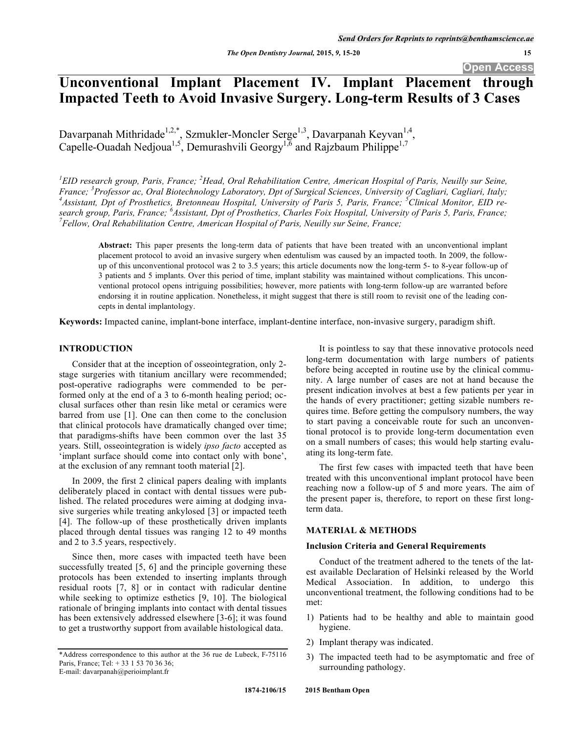Open Access

# Unconventional Implant Placement IV. Implant Placement through Impacted Teeth to Avoid Invasive Surgery. Long-term Results of 3 Cases

Davarpanah Mithridade[1,2,*], Szmukler-Moncler Serge[1,3], Davarpanah Keyvan[1,4], Capelle-Ouadah Nedjoua[1,5], Demurashvili Georgy[1,6] and Rajzbaum Philippe[1,7]

[1]*EID research group, Paris, France;* [2]*Head, Oral Rehabilitation Centre, American Hospital of Paris, Neuilly sur Seine, France;* [3]*Professor ac, Oral Biotechnology Laboratory, Dpt of Surgical Sciences, University of Cagliari, Cagliari, Italy;* [4]*Assistant, Dpt of Prosthetics, Bretonneau Hospital, University of Paris 5, Paris, France;* [5]*Clinical Monitor, EID research group, Paris, France;* [6]*Assistant, Dpt of Prosthetics, Charles Foix Hospital, University of Paris 5, Paris, France;* [7]*Fellow, Oral Rehabilitation Centre, American Hospital of Paris, Neuilly sur Seine, France;*

**Abstract:** This paper presents the long-term data of patients that have been treated with an unconventional implant placement protocol to avoid an invasive surgery when edentulism was caused by an impacted tooth. In 2009, the follow-up of this unconventional protocol was 2 to 3.5 years; this article documents now the long-term 5- to 8-year follow-up of 3 patients and 5 implants. Over this period of time, implant stability was maintained without complications. This unconventional protocol opens intriguing possibilities; however, more patients with long-term follow-up are warranted before endorsing it in routine application. Nonetheless, it might suggest that there is still room to revisit one of the leading concepts in dental implantology.

**Keywords:** Impacted canine, implant-bone interface, implant-dentine interface, non-invasive surgery, paradigm shift.

## INTRODUCTION

Consider that at the inception of osseointegration, only 2-stage surgeries with titanium ancillary were recommended; post-operative radiographs were commended to be performed only at the end of a 3 to 6-month healing period; occlusal surfaces other than resin like metal or ceramics were barred from use [1]. One can then come to the conclusion that clinical protocols have dramatically changed over time; that paradigms-shifts have been common over the last 35 years. Still, osseointegration is widely *ipso facto* accepted as 'implant surface should come into contact only with bone', at the exclusion of any remnant tooth material [2].

In 2009, the first 2 clinical papers dealing with implants deliberately placed in contact with dental tissues were published. The related procedures were aiming at dodging invasive surgeries while treating ankylosed [3] or impacted teeth [4]. The follow-up of these prosthetically driven implants placed through dental tissues was ranging 12 to 49 months and 2 to 3.5 years, respectively.

Since then, more cases with impacted teeth have been successfully treated [5, 6] and the principle governing these protocols has been extended to inserting implants through residual roots [7, 8] or in contact with radicular dentine while seeking to optimize esthetics [9, 10]. The biological rationale of bringing implants into contact with dental tissues has been extensively addressed elsewhere [3-6]; it was found to get a trustworthy support from available histological data.

It is pointless to say that these innovative protocols need long-term documentation with large numbers of patients before being accepted in routine use by the clinical community. A large number of cases are not at hand because the present indication involves at best a few patients per year in the hands of every practitioner; getting sizable numbers requires time. Before getting the compulsory numbers, the way to start paving a conceivable route for such an unconventional protocol is to provide long-term documentation even on a small numbers of cases; this would help starting evaluating its long-term fate.

The first few cases with impacted teeth that have been treated with this unconventional implant protocol have been reaching now a follow-up of 5 and more years. The aim of the present paper is, therefore, to report on these first long-term data.

## MATERIAL & METHODS

### Inclusion Criteria and General Requirements

Conduct of the treatment adhered to the tenets of the latest available Declaration of Helsinki released by the World Medical Association. In addition, to undergo this unconventional treatment, the following conditions had to be met:

1) Patients had to be healthy and able to maintain good hygiene.
2) Implant therapy was indicated.
3) The impacted teeth had to be asymptomatic and free of surrounding pathology.

*Address correspondence to this author at the 36 rue de Lubeck, F-75116 Paris, France; Tel: + 33 1 53 70 36 36; E-mail: davarpanah@perioimplant.fr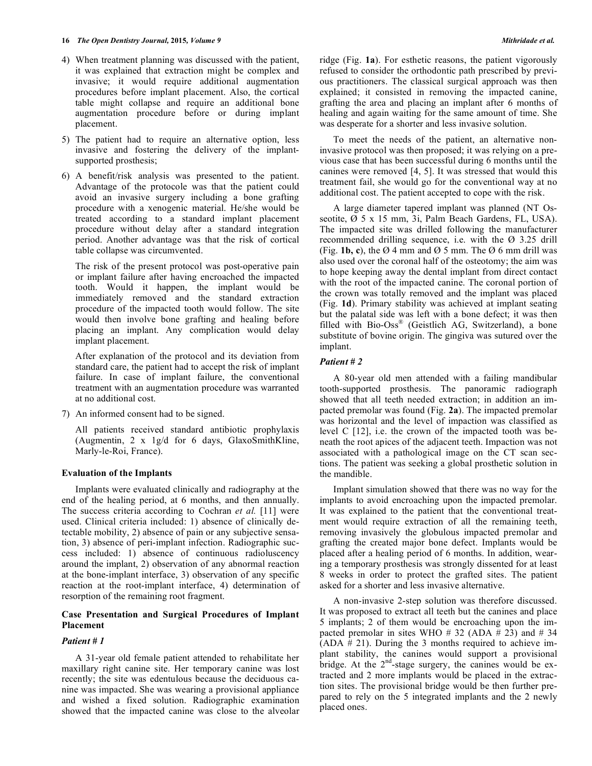4) When treatment planning was discussed with the patient, it was explained that extraction might be complex and invasive; it would require additional augmentation procedures before implant placement. Also, the cortical table might collapse and require an additional bone augmentation procedure before or during implant placement.

5) The patient had to require an alternative option, less invasive and fostering the delivery of the implant-supported prosthesis;

6) A benefit/risk analysis was presented to the patient. Advantage of the protocole was that the patient could avoid an invasive surgery including a bone grafting procedure with a xenogenic material. He/she would be treated according to a standard implant placement procedure without delay after a standard integration period. Another advantage was that the risk of cortical table collapse was circumvented.

   The risk of the present protocol was post-operative pain or implant failure after having encroached the impacted tooth. Would it happen, the implant would be immediately removed and the standard extraction procedure of the impacted tooth would follow. The site would then involve bone grafting and healing before placing an implant. Any complication would delay implant placement.

   After explanation of the protocol and its deviation from standard care, the patient had to accept the risk of implant failure. In case of implant failure, the conventional treatment with an augmentation procedure was warranted at no additional cost.

7) An informed consent had to be signed.

   All patients received standard antibiotic prophylaxis (Augmentin, 2 x 1g/d for 6 days, GlaxoSmithKline, Marly-le-Roi, France).

### Evaluation of the Implants

Implants were evaluated clinically and radiography at the end of the healing period, at 6 months, and then annually. The success criteria according to Cochran *et al.* [11] were used. Clinical criteria included: 1) absence of clinically detectable mobility, 2) absence of pain or any subjective sensation, 3) absence of peri-implant infection. Radiographic success included: 1) absence of continuous radioluscency around the implant, 2) observation of any abnormal reaction at the bone-implant interface, 3) observation of any specific reaction at the root-implant interface, 4) determination of resorption of the remaining root fragment.

### Case Presentation and Surgical Procedures of Implant Placement

#### *Patient # 1*

A 31-year old female patient attended to rehabilitate her maxillary right canine site. Her temporary canine was lost recently; the site was edentulous because the deciduous canine was impacted. She was wearing a provisional appliance and wished a fixed solution. Radiographic examination showed that the impacted canine was close to the alveolar ridge (Fig. **1a**). For esthetic reasons, the patient vigorously refused to consider the orthodontic path prescribed by previous practitioners. The classical surgical approach was then explained; it consisted in removing the impacted canine, grafting the area and placing an implant after 6 months of healing and again waiting for the same amount of time. She was desperate for a shorter and less invasive solution.

To meet the needs of the patient, an alternative non-invasive protocol was then proposed; it was relying on a previous case that has been successful during 6 months until the canines were removed [4, 5]. It was stressed that would this treatment fail, she would go for the conventional way at no additional cost. The patient accepted to cope with the risk.

A large diameter tapered implant was planned (NT Osseotite, Ø 5 x 15 mm, 3i, Palm Beach Gardens, FL, USA). The impacted site was drilled following the manufacturer recommended drilling sequence, i.e. with the Ø 3.25 drill (Fig. **1b, c**), the Ø 4 mm and Ø 5 mm. The Ø 6 mm drill was also used over the coronal half of the osteotomy; the aim was to hope keeping away the dental implant from direct contact with the root of the impacted canine. The coronal portion of the crown was totally removed and the implant was placed (Fig. **1d**). Primary stability was achieved at implant seating but the palatal side was left with a bone defect; it was then filled with Bio-Oss® (Geistlich AG, Switzerland), a bone substitute of bovine origin. The gingiva was sutured over the implant.

#### *Patient # 2*

A 80-year old men attended with a failing mandibular tooth-supported prosthesis. The panoramic radiograph showed that all teeth needed extraction; in addition an impacted premolar was found (Fig. **2a**). The impacted premolar was horizontal and the level of impaction was classified as level C [12], i.e. the crown of the impacted tooth was beneath the root apices of the adjacent teeth. Impaction was not associated with a pathological image on the CT scan sections. The patient was seeking a global prosthetic solution in the mandible.

Implant simulation showed that there was no way for the implants to avoid encroaching upon the impacted premolar. It was explained to the patient that the conventional treatment would require extraction of all the remaining teeth, removing invasively the globulous impacted premolar and grafting the created major bone defect. Implants would be placed after a healing period of 6 months. In addition, wearing a temporary prosthesis was strongly dissented for at least 8 weeks in order to protect the grafted sites. The patient asked for a shorter and less invasive alternative.

A non-invasive 2-step solution was therefore discussed. It was proposed to extract all teeth but the canines and place 5 implants; 2 of them would be encroaching upon the impacted premolar in sites WHO # 32 (ADA # 23) and # 34 (ADA # 21). During the 3 months required to achieve implant stability, the canines would support a provisional bridge. At the 2nd-stage surgery, the canines would be extracted and 2 more implants would be placed in the extraction sites. The provisional bridge would be then further prepared to rely on the 5 integrated implants and the 2 newly placed ones.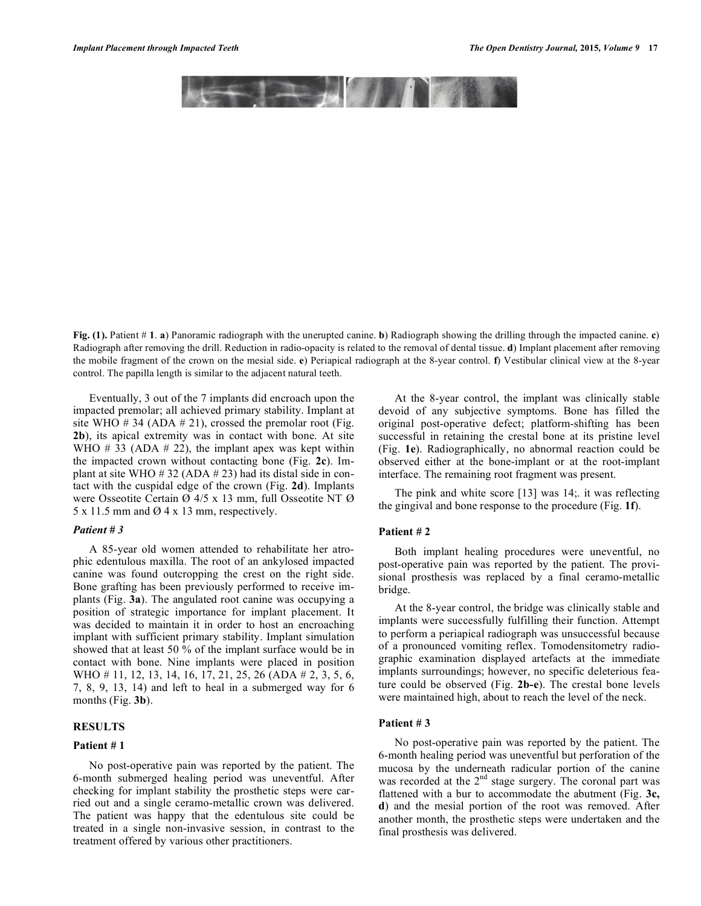Fig. (1). Patient # 1. a) Panoramic radiograph with the unerupted canine. b) Radiograph showing the drilling through the impacted canine. c) Radiograph after removing the drill. Reduction in radio-opacity is related to the removal of dental tissue. d) Implant placement after removing the mobile fragment of the crown on the mesial side. e) Periapical radiograph at the 8-year control. f) Vestibular clinical view at the 8-year control. The papilla length is similar to the adjacent natural teeth.

Eventually, 3 out of the 7 implants did encroach upon the impacted premolar; all achieved primary stability. Implant at site WHO # 34 (ADA # 21), crossed the premolar root (Fig. **2b**), its apical extremity was in contact with bone. At site WHO # 33 (ADA # 22), the implant apex was kept within the impacted crown without contacting bone (Fig. **2c**). Implant at site WHO # 32 (ADA # 23) had its distal side in contact with the cuspidal edge of the crown (Fig. **2d**). Implants were Osseotite Certain Ø 4/5 x 13 mm, full Osseotite NT Ø 5 x 11.5 mm and Ø 4 x 13 mm, respectively.

### *Patient # 3*

A 85-year old women attended to rehabilitate her atrophic edentulous maxilla. The root of an ankylosed impacted canine was found outcropping the crest on the right side. Bone grafting has been previously performed to receive implants (Fig. **3a**). The angulated root canine was occupying a position of strategic importance for implant placement. It was decided to maintain it in order to host an encroaching implant with sufficient primary stability. Implant simulation showed that at least 50 % of the implant surface would be in contact with bone. Nine implants were placed in position WHO # 11, 12, 13, 14, 16, 17, 21, 25, 26 (ADA # 2, 3, 5, 6, 7, 8, 9, 13, 14) and left to heal in a submerged way for 6 months (Fig. **3b**).

## RESULTS

### Patient # 1

No post-operative pain was reported by the patient. The 6-month submerged healing period was uneventful. After checking for implant stability the prosthetic steps were carried out and a single ceramo-metallic crown was delivered. The patient was happy that the edentulous site could be treated in a single non-invasive session, in contrast to the treatment offered by various other practitioners.

At the 8-year control, the implant was clinically stable devoid of any subjective symptoms. Bone has filled the original post-operative defect; platform-shifting has been successful in retaining the crestal bone at its pristine level (Fig. **1e**). Radiographically, no abnormal reaction could be observed either at the bone-implant or at the root-implant interface. The remaining root fragment was present.

The pink and white score [13] was 14;. it was reflecting the gingival and bone response to the procedure (Fig. **1f**).

### Patient # 2

Both implant healing procedures were uneventful, no post-operative pain was reported by the patient. The provisional prosthesis was replaced by a final ceramo-metallic bridge.

At the 8-year control, the bridge was clinically stable and implants were successfully fulfilling their function. Attempt to perform a periapical radiograph was unsuccessful because of a pronounced vomiting reflex. Tomodensitometry radiographic examination displayed artefacts at the immediate implants surroundings; however, no specific deleterious feature could be observed (Fig. **2b-e**). The crestal bone levels were maintained high, about to reach the level of the neck.

### Patient # 3

No post-operative pain was reported by the patient. The 6-month healing period was uneventful but perforation of the mucosa by the underneath radicular portion of the canine was recorded at the 2nd stage surgery. The coronal part was flattened with a bur to accommodate the abutment (Fig. **3c, d**) and the mesial portion of the root was removed. After another month, the prosthetic steps were undertaken and the final prosthesis was delivered.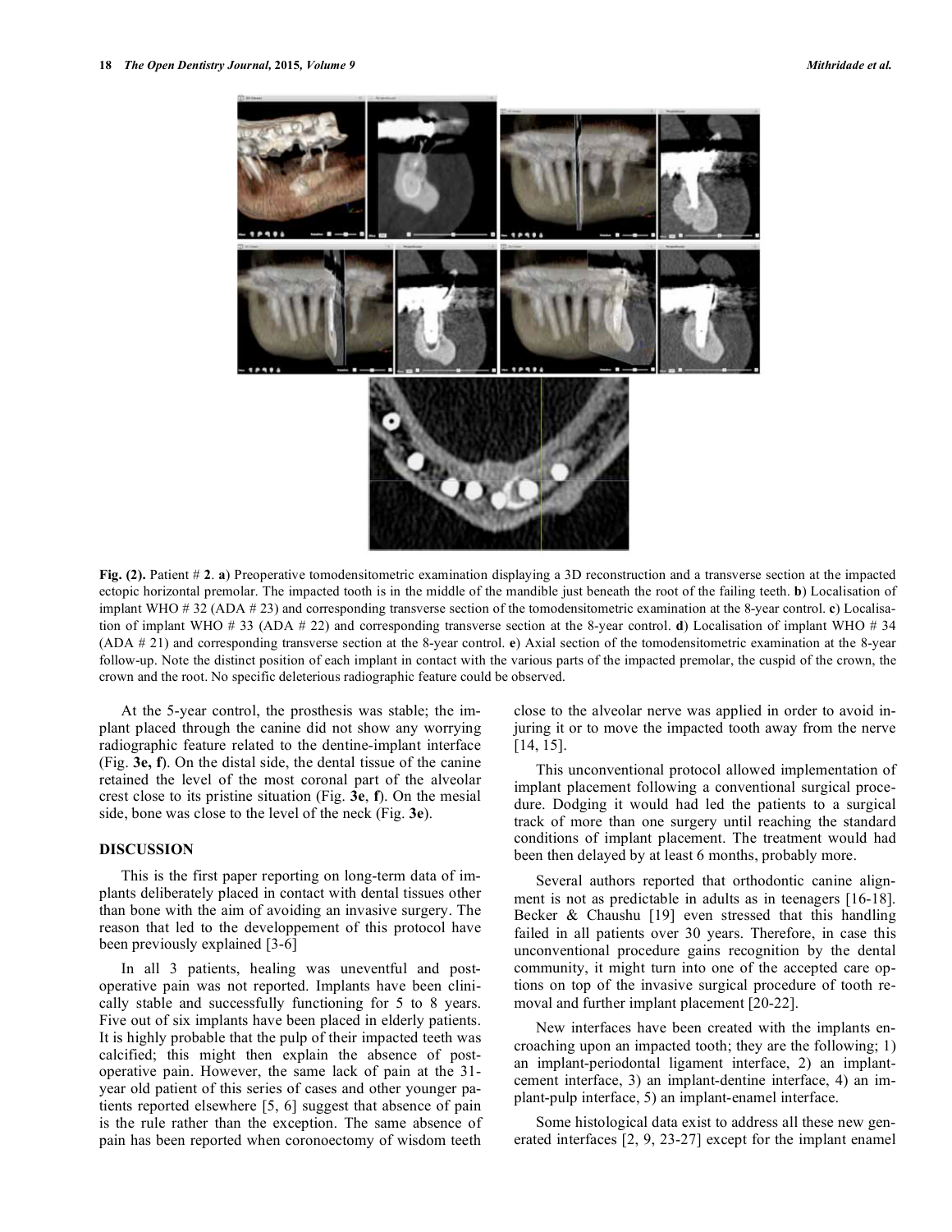**Fig. (2).** Patient # **2**. **a**) Preoperative tomodensitometric examination displaying a 3D reconstruction and a transverse section at the impacted ectopic horizontal premolar. The impacted tooth is in the middle of the mandible just beneath the root of the failing teeth. **b**) Localisation of implant WHO # 32 (ADA # 23) and corresponding transverse section of the tomodensitometric examination at the 8-year control. **c**) Localisation of implant WHO # 33 (ADA # 22) and corresponding transverse section at the 8-year control. **d**) Localisation of implant WHO # 34 (ADA # 21) and corresponding transverse section at the 8-year control. **e**) Axial section of the tomodensitometric examination at the 8-year follow-up. Note the distinct position of each implant in contact with the various parts of the impacted premolar, the cuspid of the crown, the crown and the root. No specific deleterious radiographic feature could be observed.

At the 5-year control, the prosthesis was stable; the implant placed through the canine did not show any worrying radiographic feature related to the dentine-implant interface (Fig. **3e, f**). On the distal side, the dental tissue of the canine retained the level of the most coronal part of the alveolar crest close to its pristine situation (Fig. **3e**, **f**). On the mesial side, bone was close to the level of the neck (Fig. **3e**).

## DISCUSSION

This is the first paper reporting on long-term data of implants deliberately placed in contact with dental tissues other than bone with the aim of avoiding an invasive surgery. The reason that led to the developpement of this protocol have been previously explained [3-6]

In all 3 patients, healing was uneventful and post-operative pain was not reported. Implants have been clinically stable and successfully functioning for 5 to 8 years. Five out of six implants have been placed in elderly patients. It is highly probable that the pulp of their impacted teeth was calcified; this might then explain the absence of post-operative pain. However, the same lack of pain at the 31-year old patient of this series of cases and other younger patients reported elsewhere [5, 6] suggest that absence of pain is the rule rather than the exception. The same absence of pain has been reported when coronoectomy of wisdom teeth close to the alveolar nerve was applied in order to avoid injuring it or to move the impacted tooth away from the nerve [14, 15].

This unconventional protocol allowed implementation of implant placement following a conventional surgical procedure. Dodging it would had led the patients to a surgical track of more than one surgery until reaching the standard conditions of implant placement. The treatment would had been then delayed by at least 6 months, probably more.

Several authors reported that orthodontic canine alignment is not as predictable in adults as in teenagers [16-18]. Becker & Chaushu [19] even stressed that this handling failed in all patients over 30 years. Therefore, in case this unconventional procedure gains recognition by the dental community, it might turn into one of the accepted care options on top of the invasive surgical procedure of tooth removal and further implant placement [20-22].

New interfaces have been created with the implants encroaching upon an impacted tooth; they are the following; 1) an implant-periodontal ligament interface, 2) an implant-cement interface, 3) an implant-dentine interface, 4) an implant-pulp interface, 5) an implant-enamel interface.

Some histological data exist to address all these new generated interfaces [2, 9, 23-27] except for the implant enamel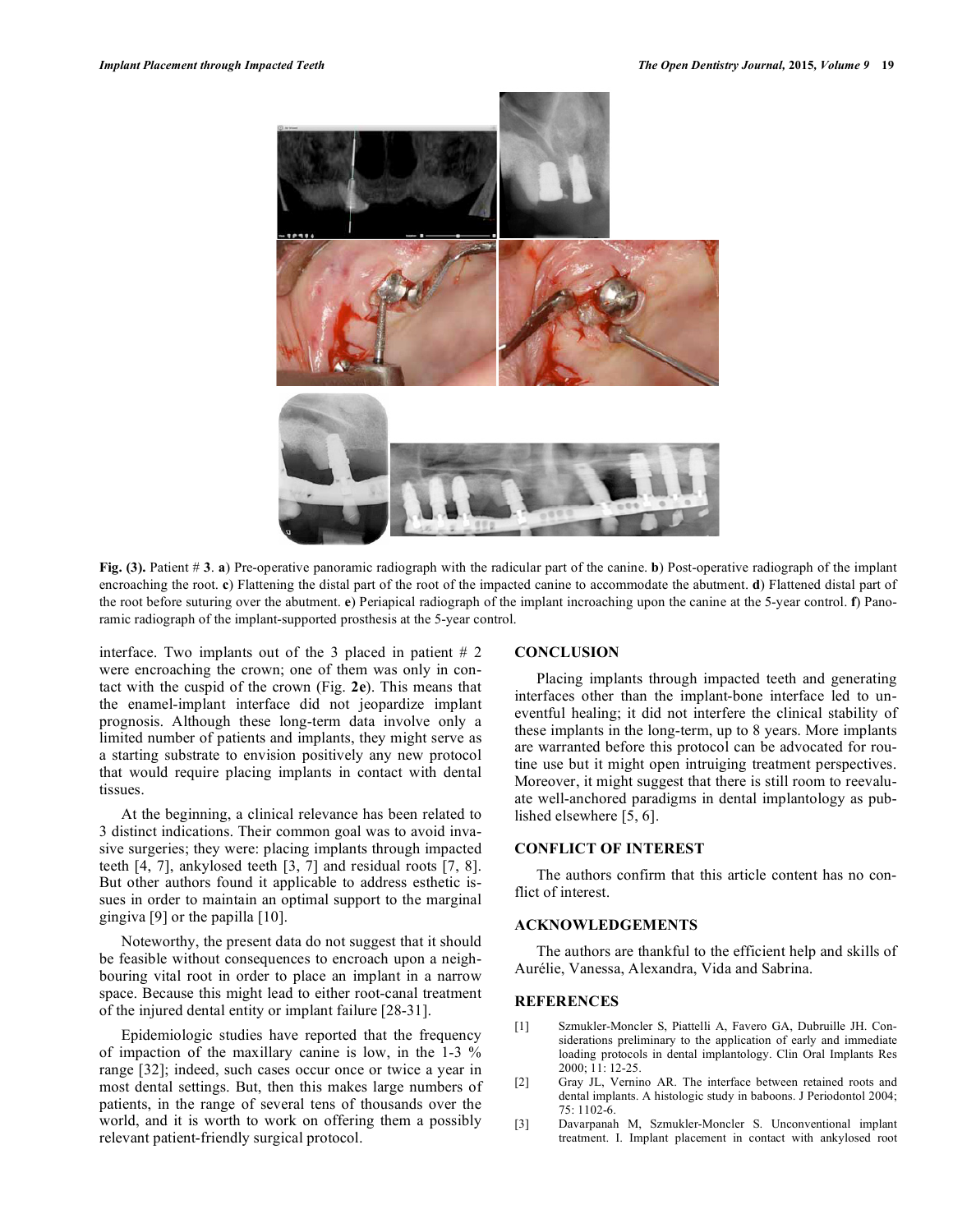Fig. (3). Patient # 3. **a**) Pre-operative panoramic radiograph with the radicular part of the canine. **b**) Post-operative radiograph of the implant encroaching the root. **c**) Flattening the distal part of the root of the impacted canine to accommodate the abutment. **d**) Flattened distal part of the root before suturing over the abutment. **e**) Periapical radiograph of the implant incroaching upon the canine at the 5-year control. **f**) Panoramic radiograph of the implant-supported prosthesis at the 5-year control.

interface. Two implants out of the 3 placed in patient # 2 were encroaching the crown; one of them was only in contact with the cuspid of the crown (Fig. **2e**). This means that the enamel-implant interface did not jeopardize implant prognosis. Although these long-term data involve only a limited number of patients and implants, they might serve as a starting substrate to envision positively any new protocol that would require placing implants in contact with dental tissues.

At the beginning, a clinical relevance has been related to 3 distinct indications. Their common goal was to avoid invasive surgeries; they were: placing implants through impacted teeth [4, 7], ankylosed teeth [3, 7] and residual roots [7, 8]. But other authors found it applicable to address esthetic issues in order to maintain an optimal support to the marginal gingiva [9] or the papilla [10].

Noteworthy, the present data do not suggest that it should be feasible without consequences to encroach upon a neighbouring vital root in order to place an implant in a narrow space. Because this might lead to either root-canal treatment of the injured dental entity or implant failure [28-31].

Epidemiologic studies have reported that the frequency of impaction of the maxillary canine is low, in the 1-3 % range [32]; indeed, such cases occur once or twice a year in most dental settings. But, then this makes large numbers of patients, in the range of several tens of thousands over the world, and it is worth to work on offering them a possibly relevant patient-friendly surgical protocol.

## CONCLUSION

Placing implants through impacted teeth and generating interfaces other than the implant-bone interface led to uneventful healing; it did not interfere the clinical stability of these implants in the long-term, up to 8 years. More implants are warranted before this protocol can be advocated for routine use but it might open intruiging treatment perspectives. Moreover, it might suggest that there is still room to reevaluate well-anchored paradigms in dental implantology as published elsewhere [5, 6].

## CONFLICT OF INTEREST

The authors confirm that this article content has no conflict of interest.

## ACKNOWLEDGEMENTS

The authors are thankful to the efficient help and skills of Aurélie, Vanessa, Alexandra, Vida and Sabrina.

## REFERENCES

[1] Szmukler-Moncler S, Piattelli A, Favero GA, Dubruille JH. Considerations preliminary to the application of early and immediate loading protocols in dental implantology. Clin Oral Implants Res 2000; 11: 12-25.

[2] Gray JL, Vernino AR. The interface between retained roots and dental implants. A histologic study in baboons. J Periodontol 2004; 75: 1102-6.

[3] Davarpanah M, Szmukler-Moncler S. Unconventional implant treatment. I. Implant placement in contact with ankylosed root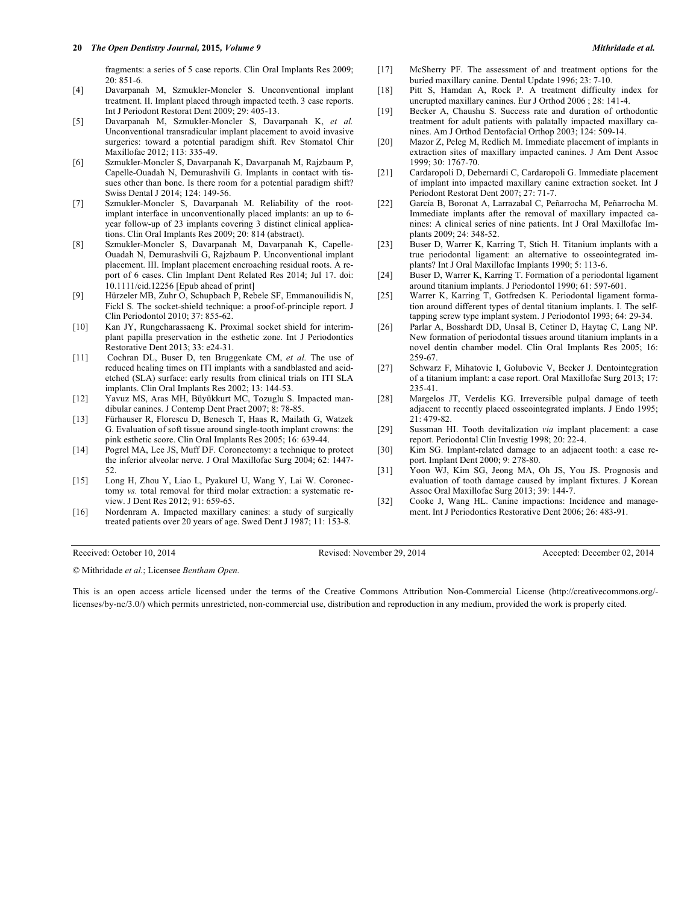fragments: a series of 5 case reports. Clin Oral Implants Res 2009; 20: 851-6.

[4] Davarpanah M, Szmukler-Moncler S. Unconventional implant treatment. II. Implant placed through impacted teeth. 3 case reports. Int J Periodont Restorat Dent 2009; 29: 405-13.

[5] Davarpanah M, Szmukler-Moncler S, Davarpanah K, *et al.* Unconventional transradicular implant placement to avoid invasive surgeries: toward a potential paradigm shift. Rev Stomatol Chir Maxillofac 2012; 113: 335-49.

[6] Szmukler-Moncler S, Davarpanah K, Davarpanah M, Rajzbaum P, Capelle-Ouadah N, Demurashvili G. Implants in contact with tissues other than bone. Is there room for a potential paradigm shift? Swiss Dental J 2014; 124: 149-56.

[7] Szmukler-Moncler S, Davarpanah M. Reliability of the root-implant interface in unconventionally placed implants: an up to 6-year follow-up of 23 implants covering 3 distinct clinical applications. Clin Oral Implants Res 2009; 20: 814 (abstract).

[8] Szmukler-Moncler S, Davarpanah M, Davarpanah K, Capelle-Ouadah N, Demurashvili G, Rajzbaum P. Unconventional implant placement. III. Implant placement encroaching residual roots. A report of 6 cases. Clin Implant Dent Related Res 2014; Jul 17. doi: 10.1111/cid.12256 [Epub ahead of print]

[9] Hürzeler MB, Zuhr O, Schupbach P, Rebele SF, Emmanouilidis N, Fickl S. The socket-shield technique: a proof-of-principle report. J Clin Periodontol 2010; 37: 855-62.

[10] Kan JY, Rungcharassaeng K. Proximal socket shield for interimplant papilla preservation in the esthetic zone. Int J Periodontics Restorative Dent 2013; 33: e24-31.

[11] Cochran DL, Buser D, ten Bruggenkate CM, *et al.* The use of reduced healing times on ITI implants with a sandblasted and acid-etched (SLA) surface: early results from clinical trials on ITI SLA implants. Clin Oral Implants Res 2002; 13: 144-53.

[12] Yavuz MS, Aras MH, Büyükkurt MC, Tozuglu S. Impacted mandibular canines. J Contemp Dent Pract 2007; 8: 78-85.

[13] Fürhauser R, Florescu D, Benesch T, Haas R, Mailath G, Watzek G. Evaluation of soft tissue around single-tooth implant crowns: the pink esthetic score. Clin Oral Implants Res 2005; 16: 639-44.

[14] Pogrel MA, Lee JS, Muff DF. Coronectomy: a technique to protect the inferior alveolar nerve. J Oral Maxillofac Surg 2004; 62: 1447-52.

[15] Long H, Zhou Y, Liao L, Pyakurel U, Wang Y, Lai W. Coronectomy *vs.* total removal for third molar extraction: a systematic review. J Dent Res 2012; 91: 659-65.

[16] Nordenram A. Impacted maxillary canines: a study of surgically treated patients over 20 years of age. Swed Dent J 1987; 11: 153-8.

[17] McSherry PF. The assessment of and treatment options for the buried maxillary canine. Dental Update 1996; 23: 7-10.

[18] Pitt S, Hamdan A, Rock P. A treatment difficulty index for unerupted maxillary canines. Eur J Orthod 2006 ; 28: 141-4.

[19] Becker A, Chaushu S. Success rate and duration of orthodontic treatment for adult patients with palatally impacted maxillary canines. Am J Orthod Dentofacial Orthop 2003; 124: 509-14.

[20] Mazor Z, Peleg M, Redlich M. Immediate placement of implants in extraction sites of maxillary impacted canines. J Am Dent Assoc 1999; 30: 1767-70.

[21] Cardaropoli D, Debernardi C, Cardaropoli G. Immediate placement of implant into impacted maxillary canine extraction socket. Int J Periodont Restorat Dent 2007; 27: 71-7.

[22] García B, Boronat A, Larrazabal C, Peñarrocha M, Peñarrocha M. Immediate implants after the removal of maxillary impacted canines: A clinical series of nine patients. Int J Oral Maxillofac Implants 2009; 24: 348-52.

[23] Buser D, Warrer K, Karring T, Stich H. Titanium implants with a true periodontal ligament: an alternative to osseointegrated implants? Int J Oral Maxillofac Implants 1990; 5: 113-6.

[24] Buser D, Warrer K, Karring T. Formation of a periodontal ligament around titanium implants. J Periodontol 1990; 61: 597-601.

[25] Warrer K, Karring T, Gotfredsen K. Periodontal ligament formation around different types of dental titanium implants. I. The self-tapping screw type implant system. J Periodontol 1993; 64: 29-34.

[26] Parlar A, Bosshardt DD, Unsal B, Cetiner D, Haytaç C, Lang NP. New formation of periodontal tissues around titanium implants in a novel dentin chamber model. Clin Oral Implants Res 2005; 16: 259-67.

[27] Schwarz F, Mihatovic I, Golubovic V, Becker J. Dentointegration of a titanium implant: a case report. Oral Maxillofac Surg 2013; 17: 235-41.

[28] Margelos JT, Verdelis KG. Irreversible pulpal damage of teeth adjacent to recently placed osseointegrated implants. J Endo 1995; 21: 479-82.

[29] Sussman HI. Tooth devitalization *via* implant placement: a case report. Periodontal Clin Investig 1998; 20: 22-4.

[30] Kim SG. Implant-related damage to an adjacent tooth: a case report. Implant Dent 2000; 9: 278-80.

[31] Yoon WJ, Kim SG, Jeong MA, Oh JS, You JS. Prognosis and evaluation of tooth damage caused by implant fixtures. J Korean Assoc Oral Maxillofac Surg 2013; 39: 144-7.

[32] Cooke J, Wang HL. Canine impactions: Incidence and management. Int J Periodontics Restorative Dent 2006; 26: 483-91.

Received: October 10, 2014 Revised: November 29, 2014 Accepted: December 02, 2014

© Mithridade *et al.*; Licensee *Bentham Open.*

This is an open access article licensed under the terms of the Creative Commons Attribution Non-Commercial License (http://creativecommons.org/-licenses/by-nc/3.0/) which permits unrestricted, non-commercial use, distribution and reproduction in any medium, provided the work is properly cited.